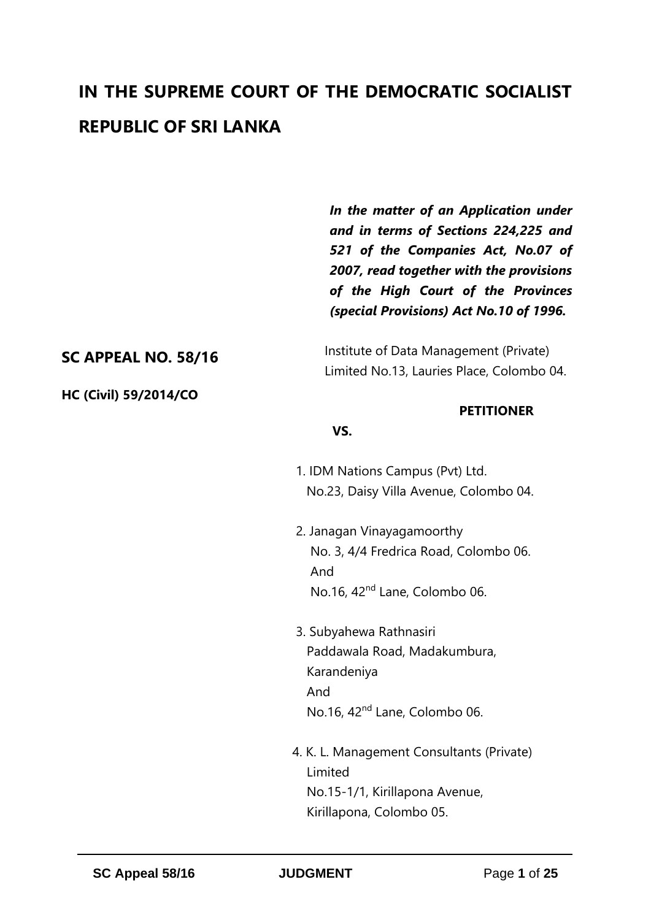# IN THE SUPREME COURT OF THE DEMOCRATIC SOCIALIST REPUBLIC OF SRI LANKA

***In the matter of an Application under and in terms of Sections 224,225 and 521 of the Companies Act, No.07 of 2007, read together with the provisions of the High Court of the Provinces (special Provisions) Act No.10 of 1996.***

**SC APPEAL NO. 58/16**

**HC (Civil) 59/2014/CO**

Institute of Data Management (Private) Limited No.13, Lauries Place, Colombo 04.

**PETITIONER**

**VS.**

1. IDM Nations Campus (Pvt) Ltd.
   No.23, Daisy Villa Avenue, Colombo 04.

2. Janagan Vinayagamoorthy
   No. 3, 4/4 Fredrica Road, Colombo 06.
   And
   No.16, 42nd Lane, Colombo 06.

3. Subyahewa Rathnasiri
   Paddawala Road, Madakumbura, Karandeniya
   And
   No.16, 42nd Lane, Colombo 06.

4. K. L. Management Consultants (Private) Limited
   No.15-1/1, Kirillapona Avenue, Kirillapona, Colombo 05.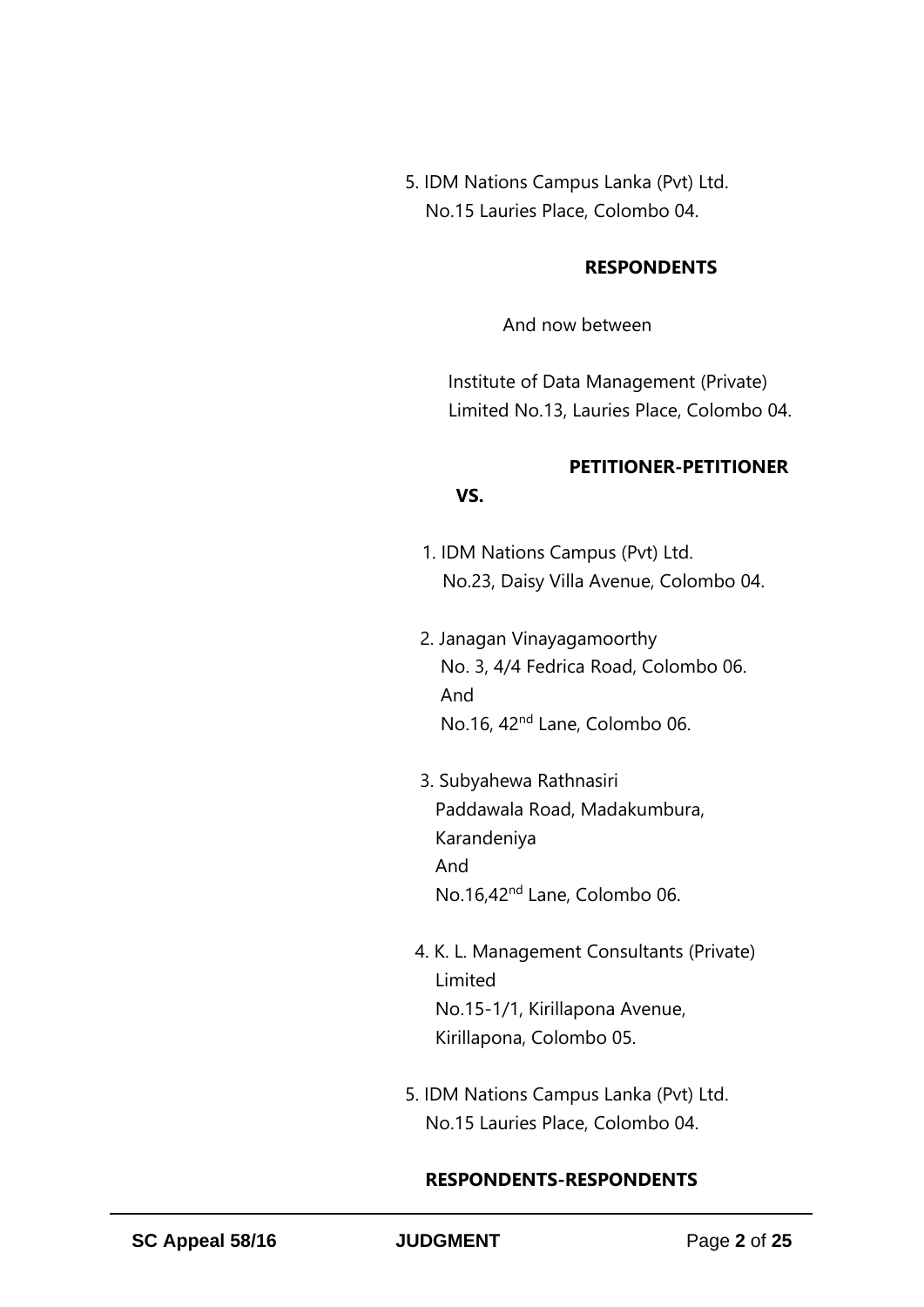5. IDM Nations Campus Lanka (Pvt) Ltd.
   No.15 Lauries Place, Colombo 04.

**RESPONDENTS**

And now between

Institute of Data Management (Private) Limited No.13, Lauries Place, Colombo 04.

**PETITIONER-PETITIONER**

**VS.**

1. IDM Nations Campus (Pvt) Ltd.
   No.23, Daisy Villa Avenue, Colombo 04.

2. Janagan Vinayagamoorthy
   No. 3, 4/4 Fedrica Road, Colombo 06.
   And
   No.16, 42nd Lane, Colombo 06.

3. Subyahewa Rathnasiri
   Paddawala Road, Madakumbura, Karandeniya
   And
   No.16,42nd Lane, Colombo 06.

4. K. L. Management Consultants (Private) Limited
   No.15-1/1, Kirillapona Avenue, Kirillapona, Colombo 05.

5. IDM Nations Campus Lanka (Pvt) Ltd.
   No.15 Lauries Place, Colombo 04.

**RESPONDENTS-RESPONDENTS**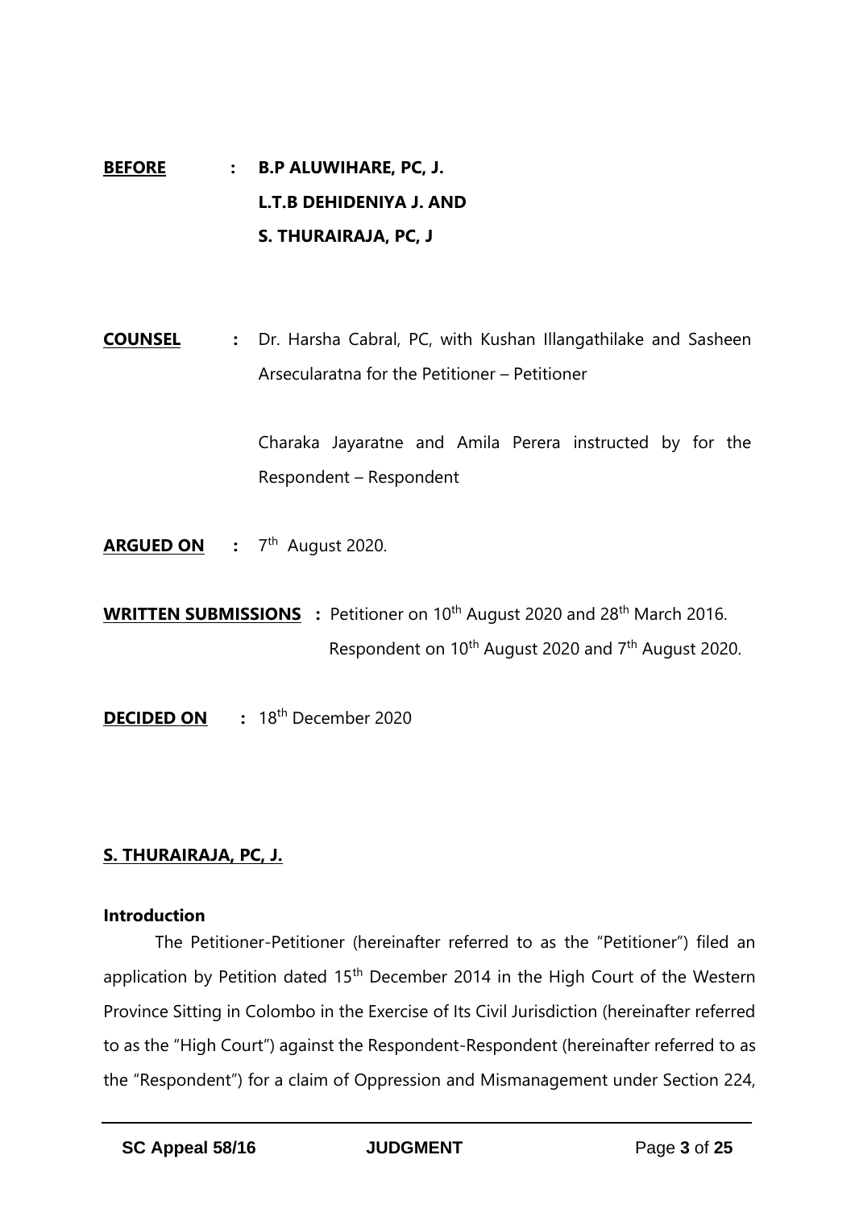**BEFORE** : **B.P ALUWIHARE, PC, J.**
**L.T.B DEHIDENIYA J. AND**
**S. THURAIRAJA, PC, J**

**COUNSEL** : Dr. Harsha Cabral, PC, with Kushan Illangathilake and Sasheen Arsecularatna for the Petitioner – Petitioner

Charaka Jayaratne and Amila Perera instructed by for the Respondent – Respondent

**ARGUED ON** : 7th August 2020.

**WRITTEN SUBMISSIONS** : Petitioner on 10th August 2020 and 28th March 2016.
Respondent on 10th August 2020 and 7th August 2020.

**DECIDED ON** : 18th December 2020

**S. THURAIRAJA, PC, J.**

**Introduction**

The Petitioner-Petitioner (hereinafter referred to as the "Petitioner") filed an application by Petition dated 15th December 2014 in the High Court of the Western Province Sitting in Colombo in the Exercise of Its Civil Jurisdiction (hereinafter referred to as the "High Court") against the Respondent-Respondent (hereinafter referred to as the "Respondent") for a claim of Oppression and Mismanagement under Section 224,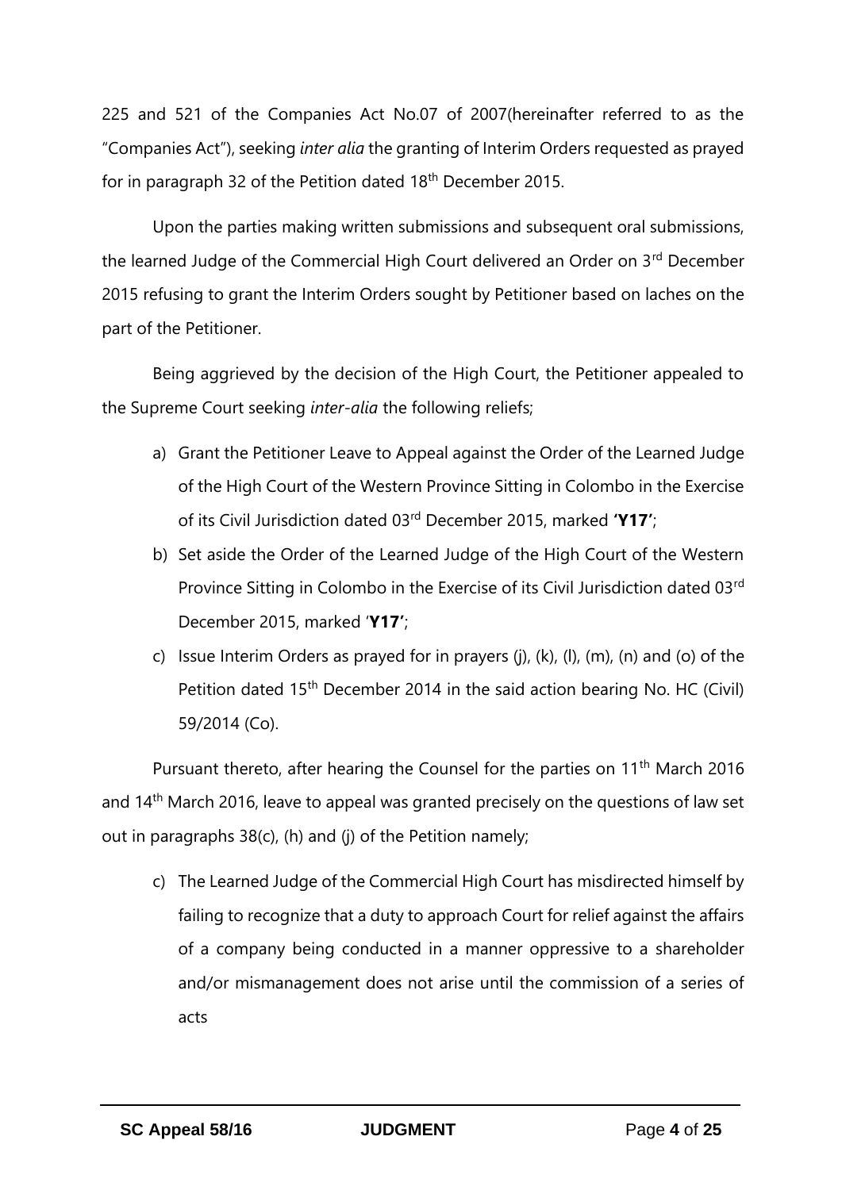225 and 521 of the Companies Act No.07 of 2007(hereinafter referred to as the "Companies Act"), seeking *inter alia* the granting of Interim Orders requested as prayed for in paragraph 32 of the Petition dated 18th December 2015.

Upon the parties making written submissions and subsequent oral submissions, the learned Judge of the Commercial High Court delivered an Order on 3rd December 2015 refusing to grant the Interim Orders sought by Petitioner based on laches on the part of the Petitioner.

Being aggrieved by the decision of the High Court, the Petitioner appealed to the Supreme Court seeking *inter-alia* the following reliefs;

a) Grant the Petitioner Leave to Appeal against the Order of the Learned Judge of the High Court of the Western Province Sitting in Colombo in the Exercise of its Civil Jurisdiction dated 03rd December 2015, marked **'Y17'**;
b) Set aside the Order of the Learned Judge of the High Court of the Western Province Sitting in Colombo in the Exercise of its Civil Jurisdiction dated 03rd December 2015, marked '**Y17'**;
c) Issue Interim Orders as prayed for in prayers (j), (k), (l), (m), (n) and (o) of the Petition dated 15th December 2014 in the said action bearing No. HC (Civil) 59/2014 (Co).

Pursuant thereto, after hearing the Counsel for the parties on 11th March 2016 and 14th March 2016, leave to appeal was granted precisely on the questions of law set out in paragraphs 38(c), (h) and (j) of the Petition namely;

c) The Learned Judge of the Commercial High Court has misdirected himself by failing to recognize that a duty to approach Court for relief against the affairs of a company being conducted in a manner oppressive to a shareholder and/or mismanagement does not arise until the commission of a series of acts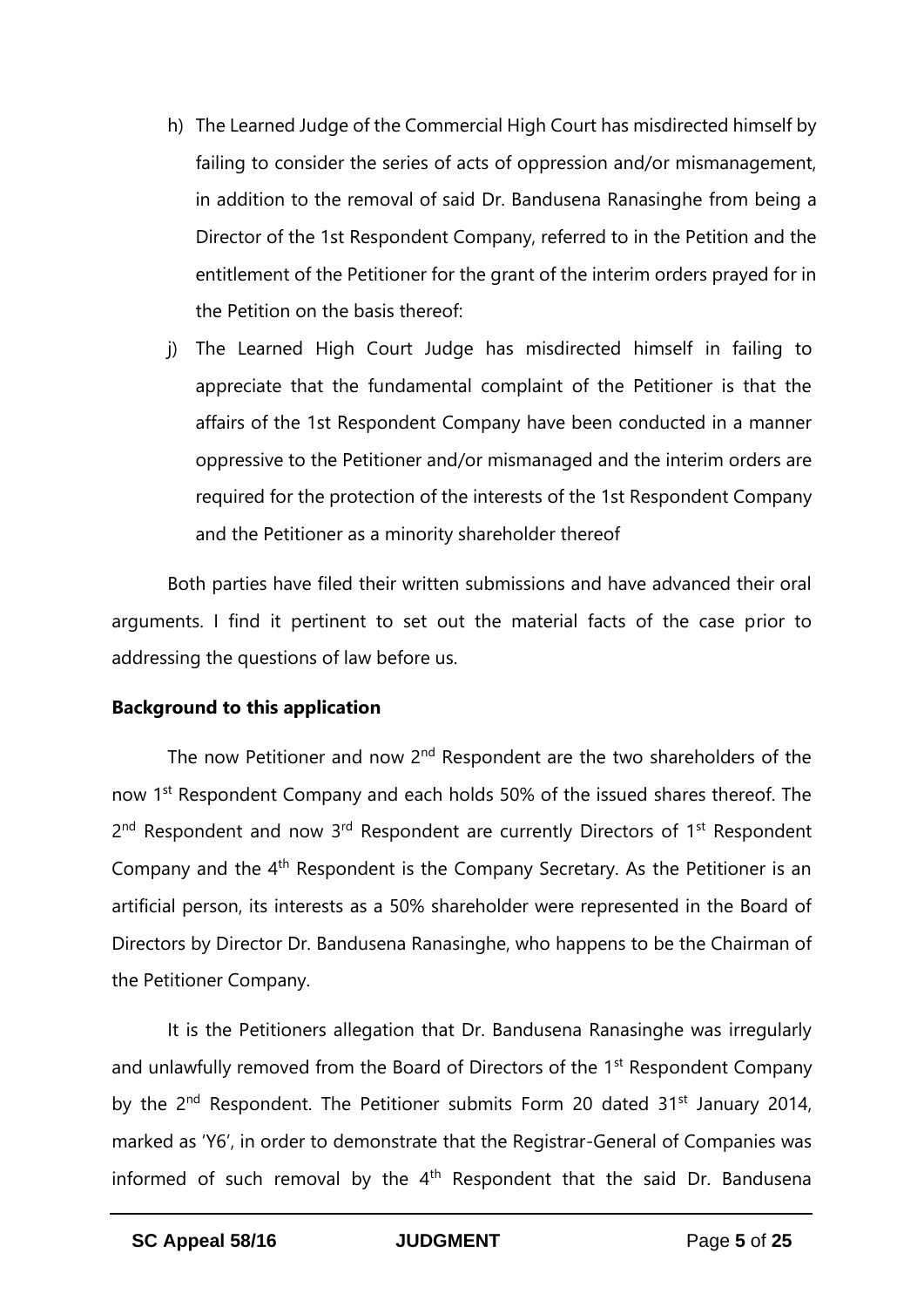h) The Learned Judge of the Commercial High Court has misdirected himself by failing to consider the series of acts of oppression and/or mismanagement, in addition to the removal of said Dr. Bandusena Ranasinghe from being a Director of the 1st Respondent Company, referred to in the Petition and the entitlement of the Petitioner for the grant of the interim orders prayed for in the Petition on the basis thereof:

j) The Learned High Court Judge has misdirected himself in failing to appreciate that the fundamental complaint of the Petitioner is that the affairs of the 1st Respondent Company have been conducted in a manner oppressive to the Petitioner and/or mismanaged and the interim orders are required for the protection of the interests of the 1st Respondent Company and the Petitioner as a minority shareholder thereof

Both parties have filed their written submissions and have advanced their oral arguments. I find it pertinent to set out the material facts of the case prior to addressing the questions of law before us.

**Background to this application**

The now Petitioner and now 2nd Respondent are the two shareholders of the now 1st Respondent Company and each holds 50% of the issued shares thereof. The 2nd Respondent and now 3rd Respondent are currently Directors of 1st Respondent Company and the 4th Respondent is the Company Secretary. As the Petitioner is an artificial person, its interests as a 50% shareholder were represented in the Board of Directors by Director Dr. Bandusena Ranasinghe, who happens to be the Chairman of the Petitioner Company.

It is the Petitioners allegation that Dr. Bandusena Ranasinghe was irregularly and unlawfully removed from the Board of Directors of the 1st Respondent Company by the 2nd Respondent. The Petitioner submits Form 20 dated 31st January 2014, marked as 'Y6', in order to demonstrate that the Registrar-General of Companies was informed of such removal by the 4th Respondent that the said Dr. Bandusena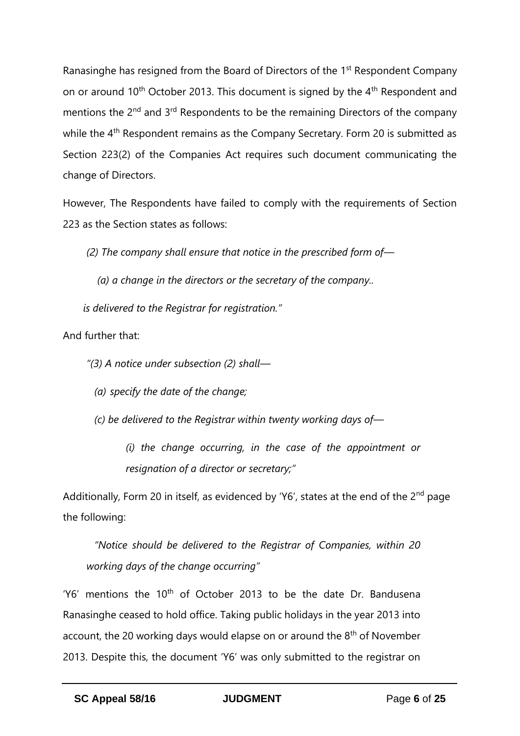Ranasinghe has resigned from the Board of Directors of the 1st Respondent Company on or around 10th October 2013. This document is signed by the 4th Respondent and mentions the 2nd and 3rd Respondents to be the remaining Directors of the company while the 4th Respondent remains as the Company Secretary. Form 20 is submitted as Section 223(2) of the Companies Act requires such document communicating the change of Directors.

However, The Respondents have failed to comply with the requirements of Section 223 as the Section states as follows:

> *(2) The company shall ensure that notice in the prescribed form of—*
>
> *(a) a change in the directors or the secretary of the company..*
>
> *is delivered to the Registrar for registration."*

And further that:

> *"(3) A notice under subsection (2) shall—*
>
> *(a) specify the date of the change;*
>
> *(c) be delivered to the Registrar within twenty working days of—*
>
> *(i) the change occurring, in the case of the appointment or resignation of a director or secretary;"*

Additionally, Form 20 in itself, as evidenced by 'Y6', states at the end of the 2nd page the following:

> *"Notice should be delivered to the Registrar of Companies, within 20 working days of the change occurring"*

'Y6' mentions the 10th of October 2013 to be the date Dr. Bandusena Ranasinghe ceased to hold office. Taking public holidays in the year 2013 into account, the 20 working days would elapse on or around the 8th of November 2013. Despite this, the document 'Y6' was only submitted to the registrar on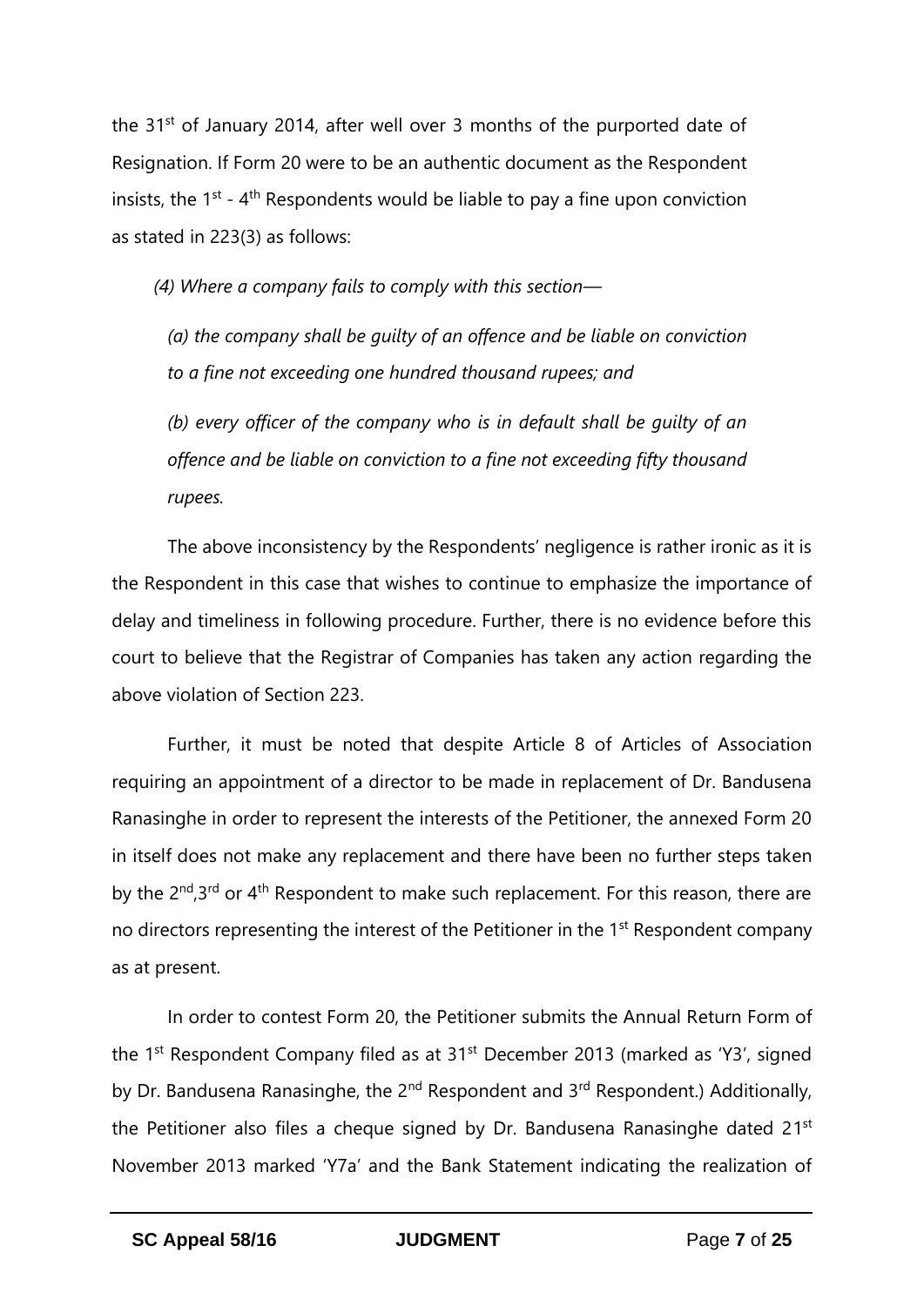the 31st of January 2014, after well over 3 months of the purported date of Resignation. If Form 20 were to be an authentic document as the Respondent insists, the 1st - 4th Respondents would be liable to pay a fine upon conviction as stated in 223(3) as follows:

*(4) Where a company fails to comply with this section—*

*(a) the company shall be guilty of an offence and be liable on conviction to a fine not exceeding one hundred thousand rupees; and*

*(b) every officer of the company who is in default shall be guilty of an offence and be liable on conviction to a fine not exceeding fifty thousand rupees.*

The above inconsistency by the Respondents' negligence is rather ironic as it is the Respondent in this case that wishes to continue to emphasize the importance of delay and timeliness in following procedure. Further, there is no evidence before this court to believe that the Registrar of Companies has taken any action regarding the above violation of Section 223.

Further, it must be noted that despite Article 8 of Articles of Association requiring an appointment of a director to be made in replacement of Dr. Bandusena Ranasinghe in order to represent the interests of the Petitioner, the annexed Form 20 in itself does not make any replacement and there have been no further steps taken by the 2nd,3rd or 4th Respondent to make such replacement. For this reason, there are no directors representing the interest of the Petitioner in the 1st Respondent company as at present.

In order to contest Form 20, the Petitioner submits the Annual Return Form of the 1st Respondent Company filed as at 31st December 2013 (marked as 'Y3', signed by Dr. Bandusena Ranasinghe, the 2nd Respondent and 3rd Respondent.) Additionally, the Petitioner also files a cheque signed by Dr. Bandusena Ranasinghe dated 21st November 2013 marked 'Y7a' and the Bank Statement indicating the realization of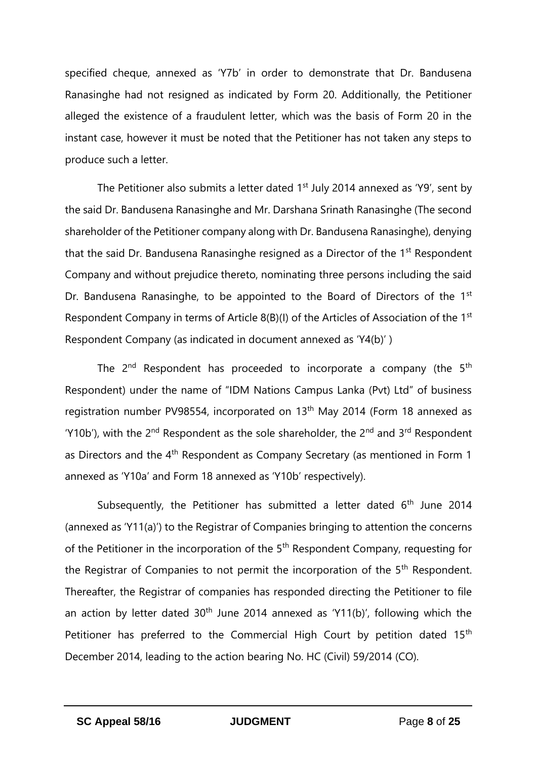specified cheque, annexed as 'Y7b' in order to demonstrate that Dr. Bandusena Ranasinghe had not resigned as indicated by Form 20. Additionally, the Petitioner alleged the existence of a fraudulent letter, which was the basis of Form 20 in the instant case, however it must be noted that the Petitioner has not taken any steps to produce such a letter.

The Petitioner also submits a letter dated 1st July 2014 annexed as 'Y9', sent by the said Dr. Bandusena Ranasinghe and Mr. Darshana Srinath Ranasinghe (The second shareholder of the Petitioner company along with Dr. Bandusena Ranasinghe), denying that the said Dr. Bandusena Ranasinghe resigned as a Director of the 1st Respondent Company and without prejudice thereto, nominating three persons including the said Dr. Bandusena Ranasinghe, to be appointed to the Board of Directors of the 1st Respondent Company in terms of Article 8(B)(I) of the Articles of Association of the 1st Respondent Company (as indicated in document annexed as 'Y4(b)' )

The 2nd Respondent has proceeded to incorporate a company (the 5th Respondent) under the name of "IDM Nations Campus Lanka (Pvt) Ltd" of business registration number PV98554, incorporated on 13th May 2014 (Form 18 annexed as 'Y10b'), with the 2nd Respondent as the sole shareholder, the 2nd and 3rd Respondent as Directors and the 4th Respondent as Company Secretary (as mentioned in Form 1 annexed as 'Y10a' and Form 18 annexed as 'Y10b' respectively).

Subsequently, the Petitioner has submitted a letter dated 6th June 2014 (annexed as 'Y11(a)') to the Registrar of Companies bringing to attention the concerns of the Petitioner in the incorporation of the 5th Respondent Company, requesting for the Registrar of Companies to not permit the incorporation of the 5th Respondent. Thereafter, the Registrar of companies has responded directing the Petitioner to file an action by letter dated 30th June 2014 annexed as 'Y11(b)', following which the Petitioner has preferred to the Commercial High Court by petition dated 15th December 2014, leading to the action bearing No. HC (Civil) 59/2014 (CO).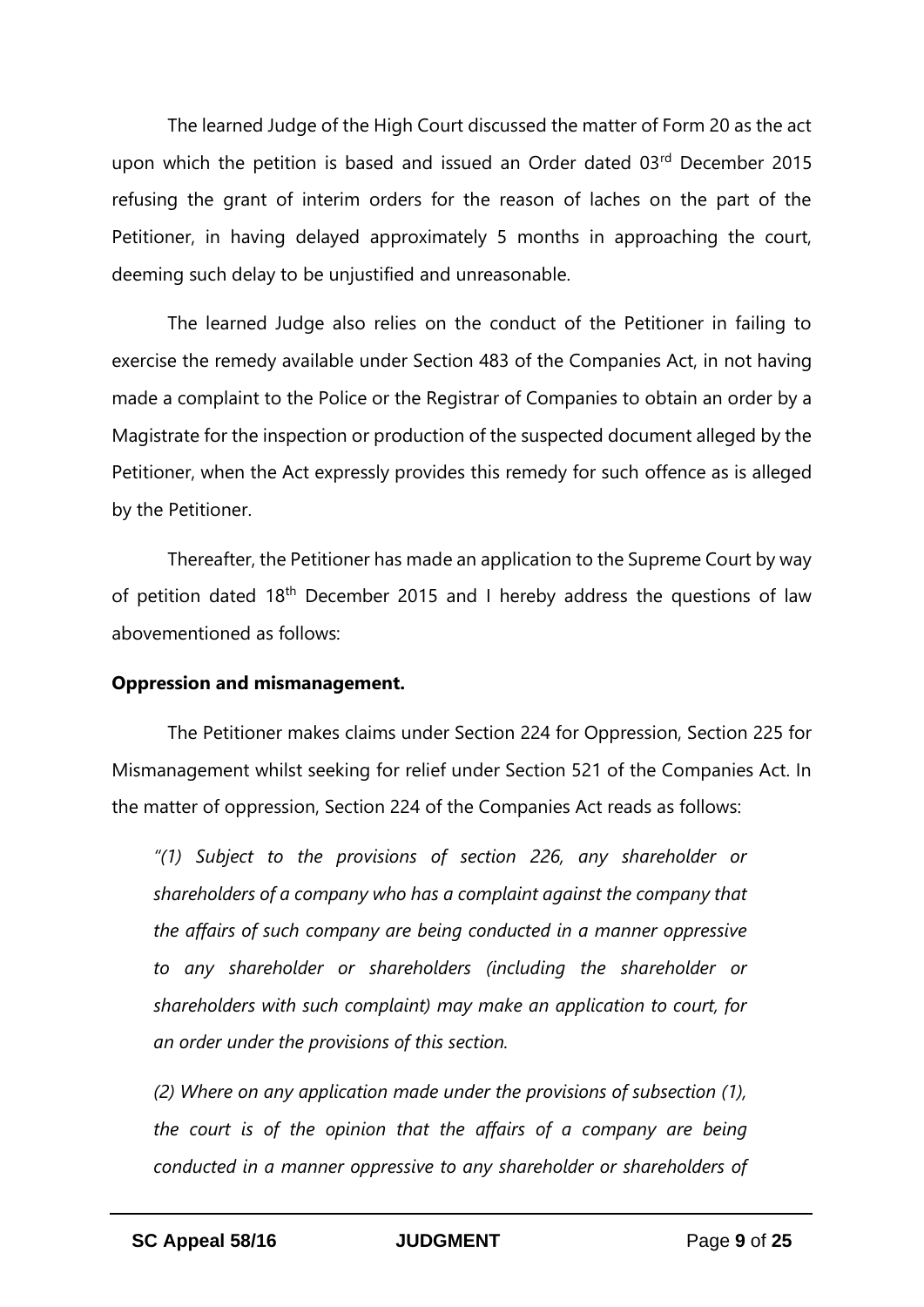The learned Judge of the High Court discussed the matter of Form 20 as the act upon which the petition is based and issued an Order dated 03rd December 2015 refusing the grant of interim orders for the reason of laches on the part of the Petitioner, in having delayed approximately 5 months in approaching the court, deeming such delay to be unjustified and unreasonable.

The learned Judge also relies on the conduct of the Petitioner in failing to exercise the remedy available under Section 483 of the Companies Act, in not having made a complaint to the Police or the Registrar of Companies to obtain an order by a Magistrate for the inspection or production of the suspected document alleged by the Petitioner, when the Act expressly provides this remedy for such offence as is alleged by the Petitioner.

Thereafter, the Petitioner has made an application to the Supreme Court by way of petition dated 18th December 2015 and I hereby address the questions of law abovementioned as follows:

**Oppression and mismanagement.**

The Petitioner makes claims under Section 224 for Oppression, Section 225 for Mismanagement whilst seeking for relief under Section 521 of the Companies Act. In the matter of oppression, Section 224 of the Companies Act reads as follows:

*"(1) Subject to the provisions of section 226, any shareholder or shareholders of a company who has a complaint against the company that the affairs of such company are being conducted in a manner oppressive to any shareholder or shareholders (including the shareholder or shareholders with such complaint) may make an application to court, for an order under the provisions of this section.*

*(2) Where on any application made under the provisions of subsection (1), the court is of the opinion that the affairs of a company are being conducted in a manner oppressive to any shareholder or shareholders of*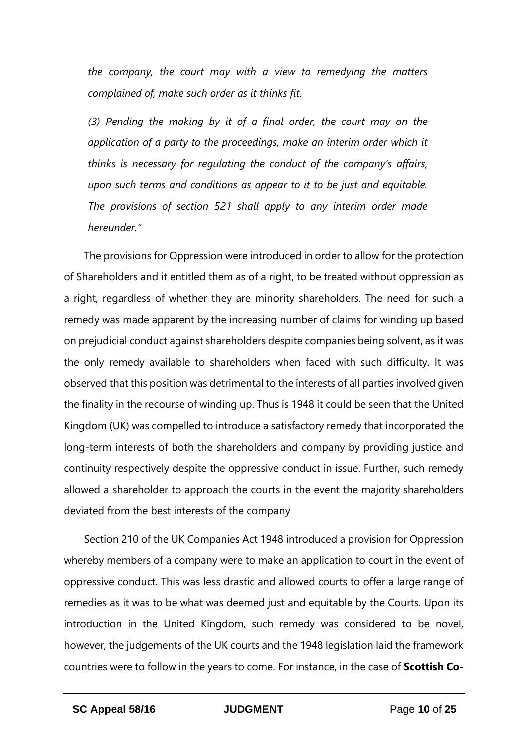*the company, the court may with a view to remedying the matters complained of, make such order as it thinks fit.*

*(3) Pending the making by it of a final order, the court may on the application of a party to the proceedings, make an interim order which it thinks is necessary for regulating the conduct of the company's affairs, upon such terms and conditions as appear to it to be just and equitable. The provisions of section 521 shall apply to any interim order made hereunder."*

The provisions for Oppression were introduced in order to allow for the protection of Shareholders and it entitled them as of a right, to be treated without oppression as a right, regardless of whether they are minority shareholders. The need for such a remedy was made apparent by the increasing number of claims for winding up based on prejudicial conduct against shareholders despite companies being solvent, as it was the only remedy available to shareholders when faced with such difficulty. It was observed that this position was detrimental to the interests of all parties involved given the finality in the recourse of winding up. Thus is 1948 it could be seen that the United Kingdom (UK) was compelled to introduce a satisfactory remedy that incorporated the long-term interests of both the shareholders and company by providing justice and continuity respectively despite the oppressive conduct in issue. Further, such remedy allowed a shareholder to approach the courts in the event the majority shareholders deviated from the best interests of the company

Section 210 of the UK Companies Act 1948 introduced a provision for Oppression whereby members of a company were to make an application to court in the event of oppressive conduct. This was less drastic and allowed courts to offer a large range of remedies as it was to be what was deemed just and equitable by the Courts. Upon its introduction in the United Kingdom, such remedy was considered to be novel, however, the judgements of the UK courts and the 1948 legislation laid the framework countries were to follow in the years to come. For instance, in the case of **Scottish Co-**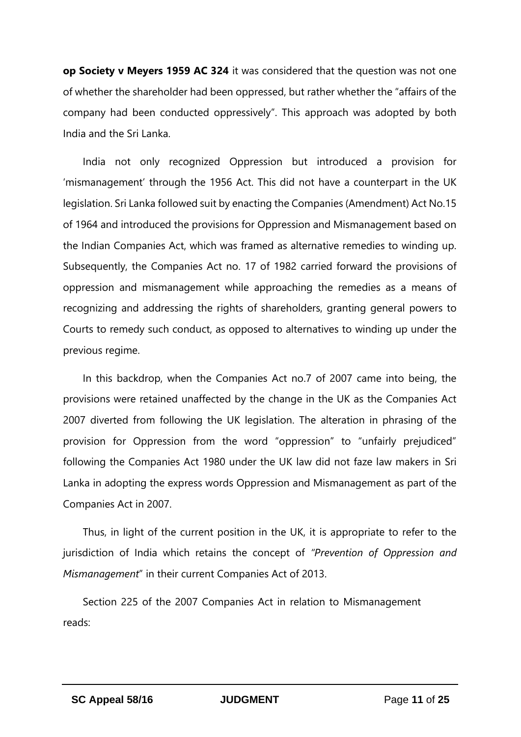**op Society v Meyers 1959 AC 324** it was considered that the question was not one of whether the shareholder had been oppressed, but rather whether the "affairs of the company had been conducted oppressively". This approach was adopted by both India and the Sri Lanka.

India not only recognized Oppression but introduced a provision for 'mismanagement' through the 1956 Act. This did not have a counterpart in the UK legislation. Sri Lanka followed suit by enacting the Companies (Amendment) Act No.15 of 1964 and introduced the provisions for Oppression and Mismanagement based on the Indian Companies Act, which was framed as alternative remedies to winding up. Subsequently, the Companies Act no. 17 of 1982 carried forward the provisions of oppression and mismanagement while approaching the remedies as a means of recognizing and addressing the rights of shareholders, granting general powers to Courts to remedy such conduct, as opposed to alternatives to winding up under the previous regime.

In this backdrop, when the Companies Act no.7 of 2007 came into being, the provisions were retained unaffected by the change in the UK as the Companies Act 2007 diverted from following the UK legislation. The alteration in phrasing of the provision for Oppression from the word "oppression" to "unfairly prejudiced" following the Companies Act 1980 under the UK law did not faze law makers in Sri Lanka in adopting the express words Oppression and Mismanagement as part of the Companies Act in 2007.

Thus, in light of the current position in the UK, it is appropriate to refer to the jurisdiction of India which retains the concept of *"Prevention of Oppression and Mismanagement"* in their current Companies Act of 2013.

Section 225 of the 2007 Companies Act in relation to Mismanagement reads: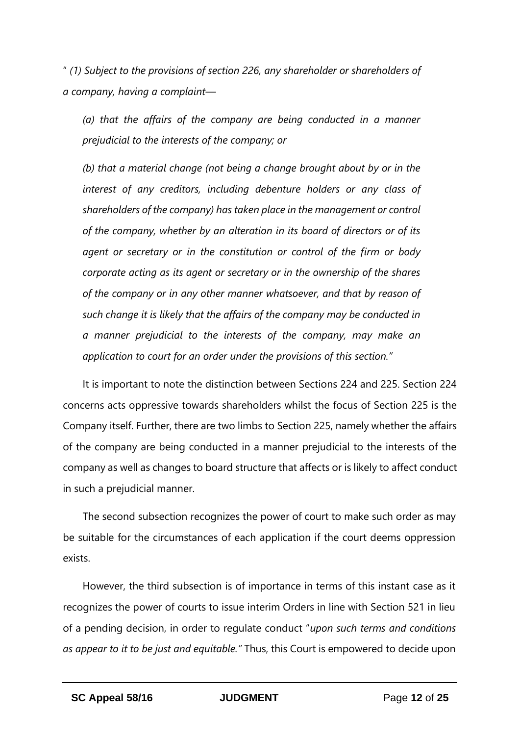" *(1) Subject to the provisions of section 226, any shareholder or shareholders of a company, having a complaint—*

> *(a) that the affairs of the company are being conducted in a manner prejudicial to the interests of the company; or*
>
> *(b) that a material change (not being a change brought about by or in the interest of any creditors, including debenture holders or any class of shareholders of the company) has taken place in the management or control of the company, whether by an alteration in its board of directors or of its agent or secretary or in the constitution or control of the firm or body corporate acting as its agent or secretary or in the ownership of the shares of the company or in any other manner whatsoever, and that by reason of such change it is likely that the affairs of the company may be conducted in a manner prejudicial to the interests of the company, may make an application to court for an order under the provisions of this section."*

It is important to note the distinction between Sections 224 and 225. Section 224 concerns acts oppressive towards shareholders whilst the focus of Section 225 is the Company itself. Further, there are two limbs to Section 225, namely whether the affairs of the company are being conducted in a manner prejudicial to the interests of the company as well as changes to board structure that affects or is likely to affect conduct in such a prejudicial manner.

The second subsection recognizes the power of court to make such order as may be suitable for the circumstances of each application if the court deems oppression exists.

However, the third subsection is of importance in terms of this instant case as it recognizes the power of courts to issue interim Orders in line with Section 521 in lieu of a pending decision, in order to regulate conduct "*upon such terms and conditions as appear to it to be just and equitable.*" Thus, this Court is empowered to decide upon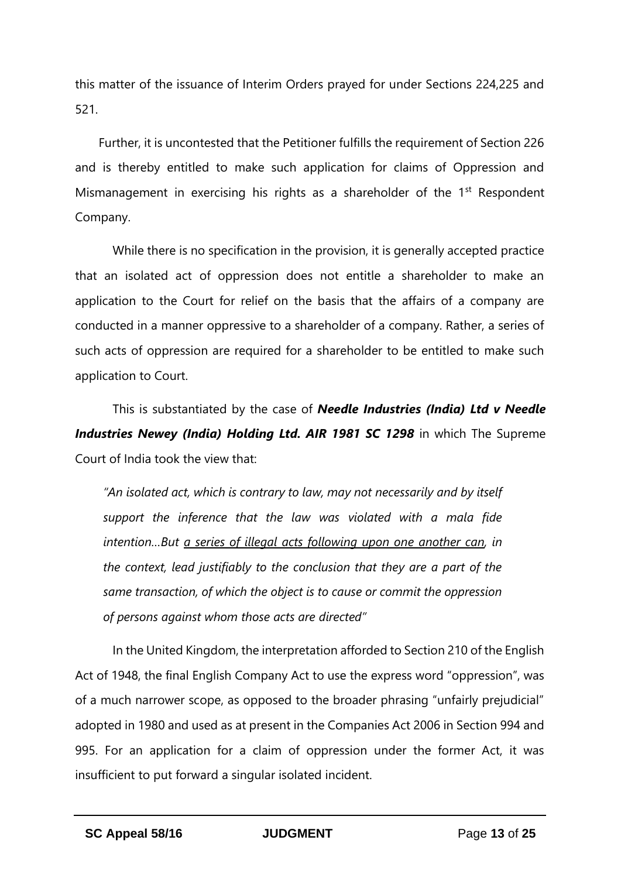this matter of the issuance of Interim Orders prayed for under Sections 224,225 and 521.

Further, it is uncontested that the Petitioner fulfills the requirement of Section 226 and is thereby entitled to make such application for claims of Oppression and Mismanagement in exercising his rights as a shareholder of the 1st Respondent Company.

While there is no specification in the provision, it is generally accepted practice that an isolated act of oppression does not entitle a shareholder to make an application to the Court for relief on the basis that the affairs of a company are conducted in a manner oppressive to a shareholder of a company. Rather, a series of such acts of oppression are required for a shareholder to be entitled to make such application to Court.

This is substantiated by the case of ***Needle Industries (India) Ltd v Needle Industries Newey (India) Holding Ltd. AIR 1981 SC 1298*** in which The Supreme Court of India took the view that:

> *"An isolated act, which is contrary to law, may not necessarily and by itself support the inference that the law was violated with a mala fide intention…But <u>a series of illegal acts following upon one another can</u>, in the context, lead justifiably to the conclusion that they are a part of the same transaction, of which the object is to cause or commit the oppression of persons against whom those acts are directed"*

In the United Kingdom, the interpretation afforded to Section 210 of the English Act of 1948, the final English Company Act to use the express word "oppression", was of a much narrower scope, as opposed to the broader phrasing "unfairly prejudicial" adopted in 1980 and used as at present in the Companies Act 2006 in Section 994 and 995. For an application for a claim of oppression under the former Act, it was insufficient to put forward a singular isolated incident.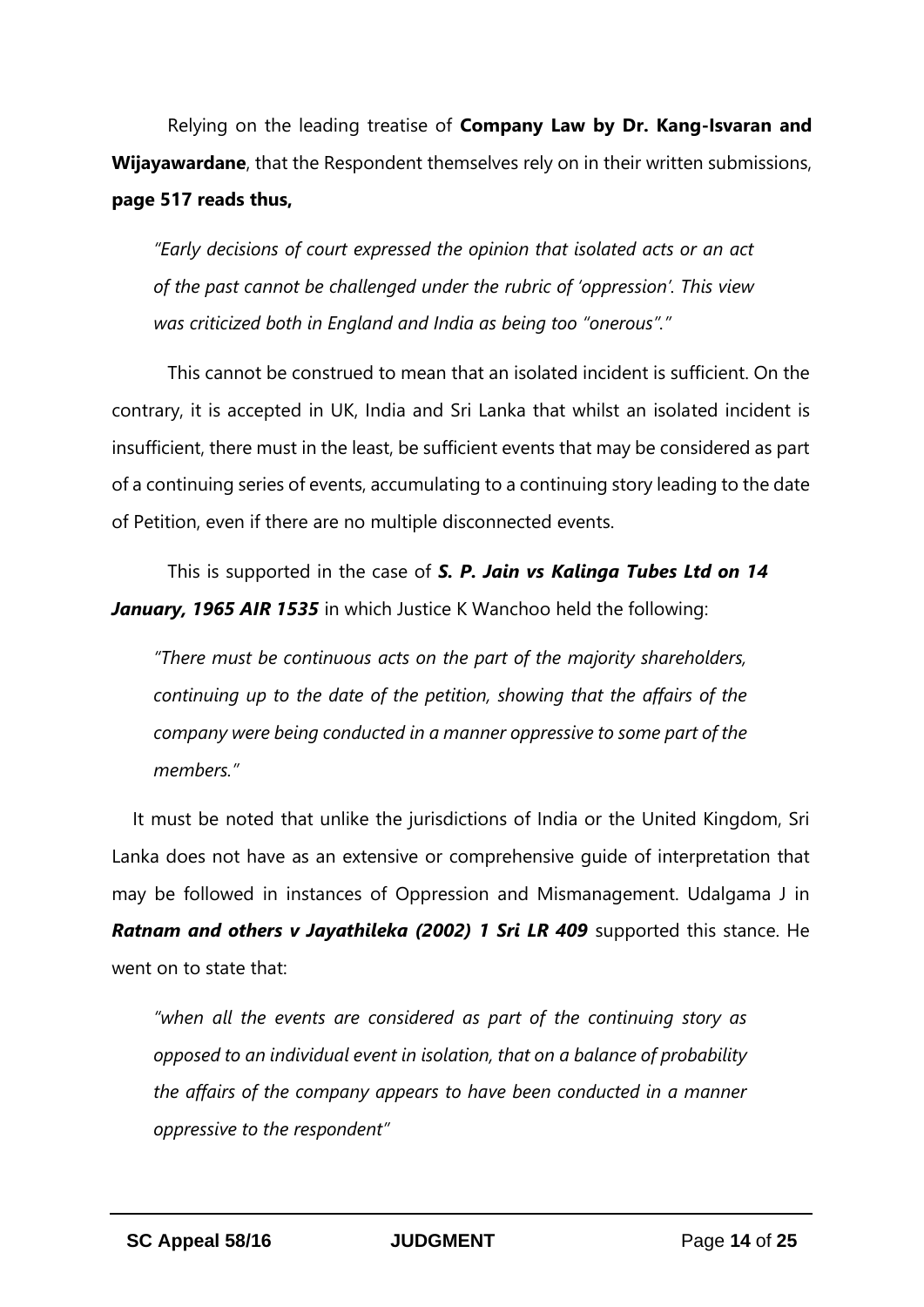Relying on the leading treatise of **Company Law by Dr. Kang-Isvaran and Wijayawardane**, that the Respondent themselves rely on in their written submissions, **page 517 reads thus,**

> *"Early decisions of court expressed the opinion that isolated acts or an act of the past cannot be challenged under the rubric of 'oppression'. This view was criticized both in England and India as being too "onerous"."*

This cannot be construed to mean that an isolated incident is sufficient. On the contrary, it is accepted in UK, India and Sri Lanka that whilst an isolated incident is insufficient, there must in the least, be sufficient events that may be considered as part of a continuing series of events, accumulating to a continuing story leading to the date of Petition, even if there are no multiple disconnected events.

This is supported in the case of ***S. P. Jain vs Kalinga Tubes Ltd on 14 January, 1965 AIR 1535*** in which Justice K Wanchoo held the following:

> *"There must be continuous acts on the part of the majority shareholders, continuing up to the date of the petition, showing that the affairs of the company were being conducted in a manner oppressive to some part of the members."*

It must be noted that unlike the jurisdictions of India or the United Kingdom, Sri Lanka does not have as an extensive or comprehensive guide of interpretation that may be followed in instances of Oppression and Mismanagement. Udalgama J in ***Ratnam and others v Jayathileka (2002) 1 Sri LR 409*** supported this stance. He went on to state that:

> *"when all the events are considered as part of the continuing story as opposed to an individual event in isolation, that on a balance of probability the affairs of the company appears to have been conducted in a manner oppressive to the respondent"*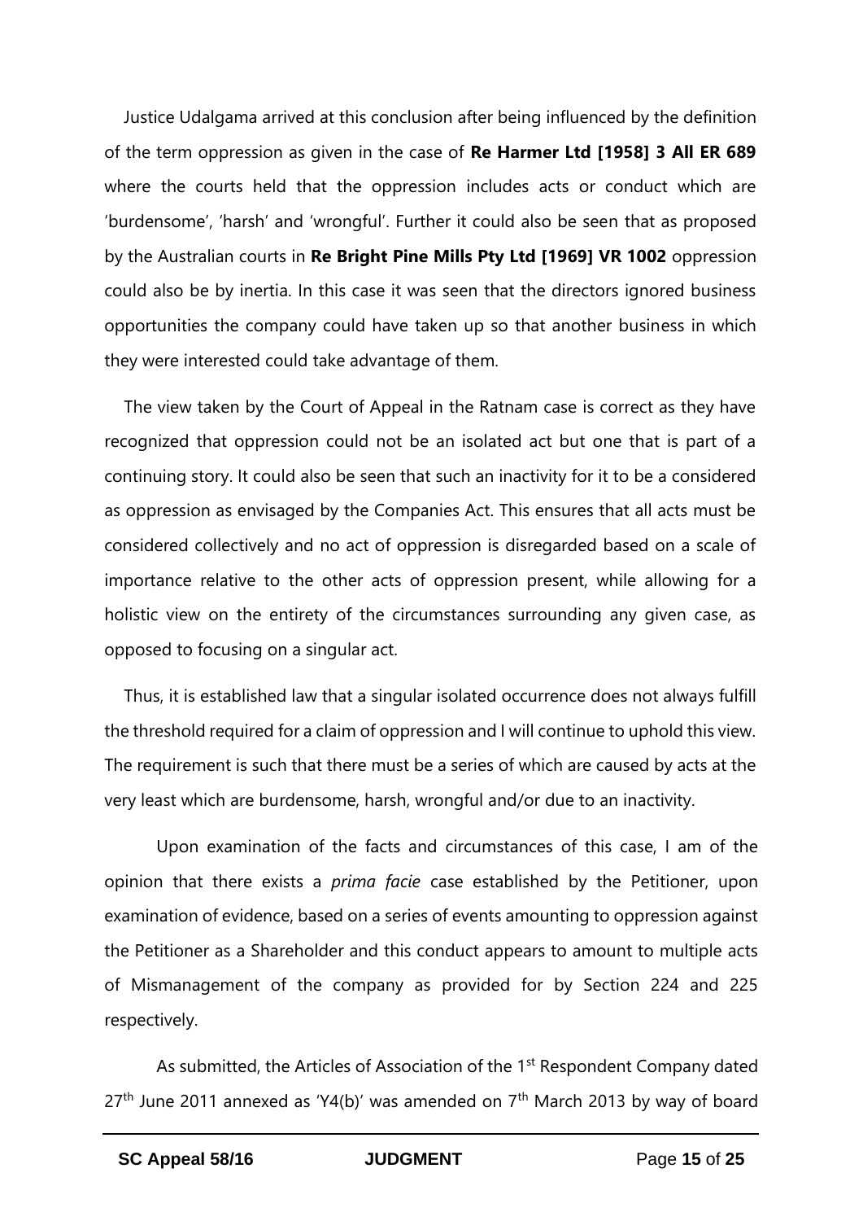Justice Udalgama arrived at this conclusion after being influenced by the definition of the term oppression as given in the case of **Re Harmer Ltd [1958] 3 All ER 689** where the courts held that the oppression includes acts or conduct which are 'burdensome', 'harsh' and 'wrongful'. Further it could also be seen that as proposed by the Australian courts in **Re Bright Pine Mills Pty Ltd [1969] VR 1002** oppression could also be by inertia. In this case it was seen that the directors ignored business opportunities the company could have taken up so that another business in which they were interested could take advantage of them.

The view taken by the Court of Appeal in the Ratnam case is correct as they have recognized that oppression could not be an isolated act but one that is part of a continuing story. It could also be seen that such an inactivity for it to be a considered as oppression as envisaged by the Companies Act. This ensures that all acts must be considered collectively and no act of oppression is disregarded based on a scale of importance relative to the other acts of oppression present, while allowing for a holistic view on the entirety of the circumstances surrounding any given case, as opposed to focusing on a singular act.

Thus, it is established law that a singular isolated occurrence does not always fulfill the threshold required for a claim of oppression and I will continue to uphold this view. The requirement is such that there must be a series of which are caused by acts at the very least which are burdensome, harsh, wrongful and/or due to an inactivity.

Upon examination of the facts and circumstances of this case, I am of the opinion that there exists a *prima facie* case established by the Petitioner, upon examination of evidence, based on a series of events amounting to oppression against the Petitioner as a Shareholder and this conduct appears to amount to multiple acts of Mismanagement of the company as provided for by Section 224 and 225 respectively.

As submitted, the Articles of Association of the 1st Respondent Company dated 27th June 2011 annexed as 'Y4(b)' was amended on 7th March 2013 by way of board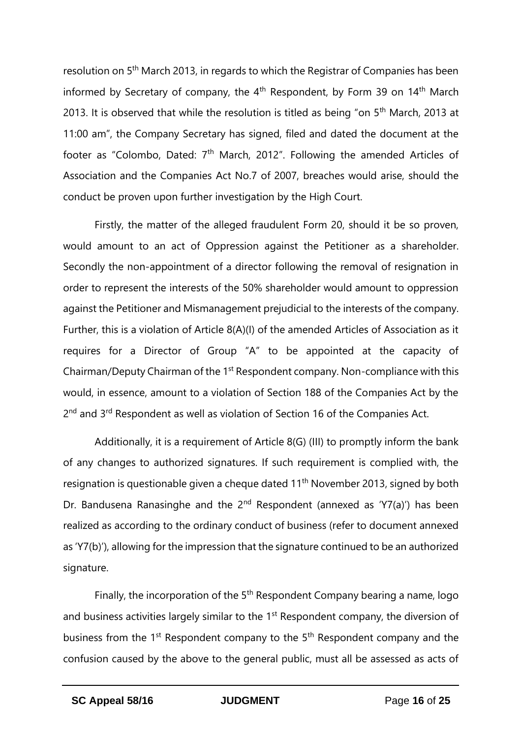resolution on 5th March 2013, in regards to which the Registrar of Companies has been informed by Secretary of company, the 4th Respondent, by Form 39 on 14th March 2013. It is observed that while the resolution is titled as being "on 5th March, 2013 at 11:00 am", the Company Secretary has signed, filed and dated the document at the footer as "Colombo, Dated: 7th March, 2012". Following the amended Articles of Association and the Companies Act No.7 of 2007, breaches would arise, should the conduct be proven upon further investigation by the High Court.

Firstly, the matter of the alleged fraudulent Form 20, should it be so proven, would amount to an act of Oppression against the Petitioner as a shareholder. Secondly the non-appointment of a director following the removal of resignation in order to represent the interests of the 50% shareholder would amount to oppression against the Petitioner and Mismanagement prejudicial to the interests of the company. Further, this is a violation of Article 8(A)(I) of the amended Articles of Association as it requires for a Director of Group "A" to be appointed at the capacity of Chairman/Deputy Chairman of the 1st Respondent company. Non-compliance with this would, in essence, amount to a violation of Section 188 of the Companies Act by the 2nd and 3rd Respondent as well as violation of Section 16 of the Companies Act.

Additionally, it is a requirement of Article 8(G) (III) to promptly inform the bank of any changes to authorized signatures. If such requirement is complied with, the resignation is questionable given a cheque dated 11th November 2013, signed by both Dr. Bandusena Ranasinghe and the 2nd Respondent (annexed as 'Y7(a)') has been realized as according to the ordinary conduct of business (refer to document annexed as 'Y7(b)'), allowing for the impression that the signature continued to be an authorized signature.

Finally, the incorporation of the 5th Respondent Company bearing a name, logo and business activities largely similar to the 1st Respondent company, the diversion of business from the 1st Respondent company to the 5th Respondent company and the confusion caused by the above to the general public, must all be assessed as acts of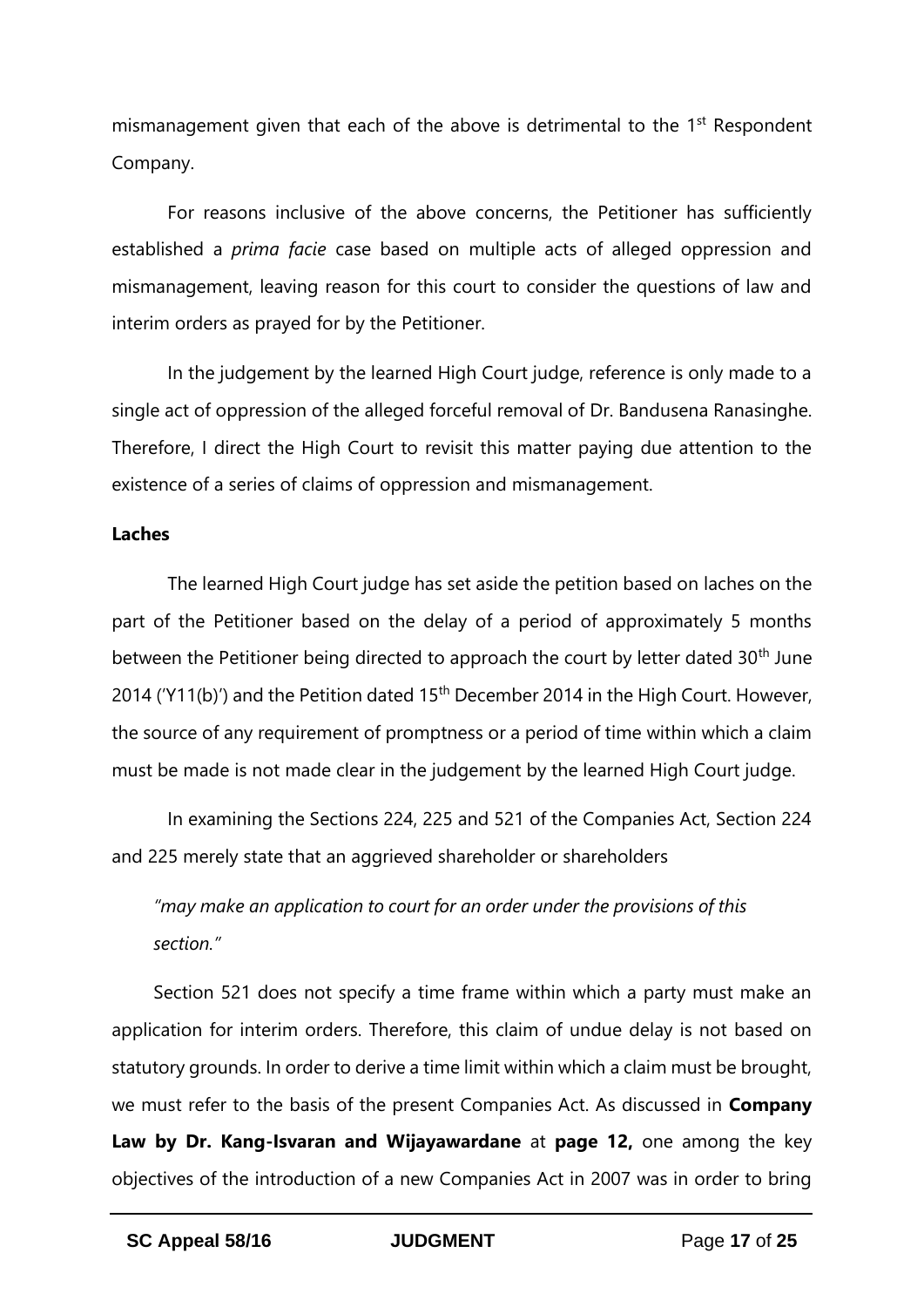mismanagement given that each of the above is detrimental to the 1st Respondent Company.

For reasons inclusive of the above concerns, the Petitioner has sufficiently established a *prima facie* case based on multiple acts of alleged oppression and mismanagement, leaving reason for this court to consider the questions of law and interim orders as prayed for by the Petitioner.

In the judgement by the learned High Court judge, reference is only made to a single act of oppression of the alleged forceful removal of Dr. Bandusena Ranasinghe. Therefore, I direct the High Court to revisit this matter paying due attention to the existence of a series of claims of oppression and mismanagement.

**Laches**

The learned High Court judge has set aside the petition based on laches on the part of the Petitioner based on the delay of a period of approximately 5 months between the Petitioner being directed to approach the court by letter dated 30th June 2014 ('Y11(b)') and the Petition dated 15th December 2014 in the High Court. However, the source of any requirement of promptness or a period of time within which a claim must be made is not made clear in the judgement by the learned High Court judge.

In examining the Sections 224, 225 and 521 of the Companies Act, Section 224 and 225 merely state that an aggrieved shareholder or shareholders

> *"may make an application to court for an order under the provisions of this section."*

Section 521 does not specify a time frame within which a party must make an application for interim orders. Therefore, this claim of undue delay is not based on statutory grounds. In order to derive a time limit within which a claim must be brought, we must refer to the basis of the present Companies Act. As discussed in **Company Law by Dr. Kang-Isvaran and Wijayawardane** at **page 12,** one among the key objectives of the introduction of a new Companies Act in 2007 was in order to bring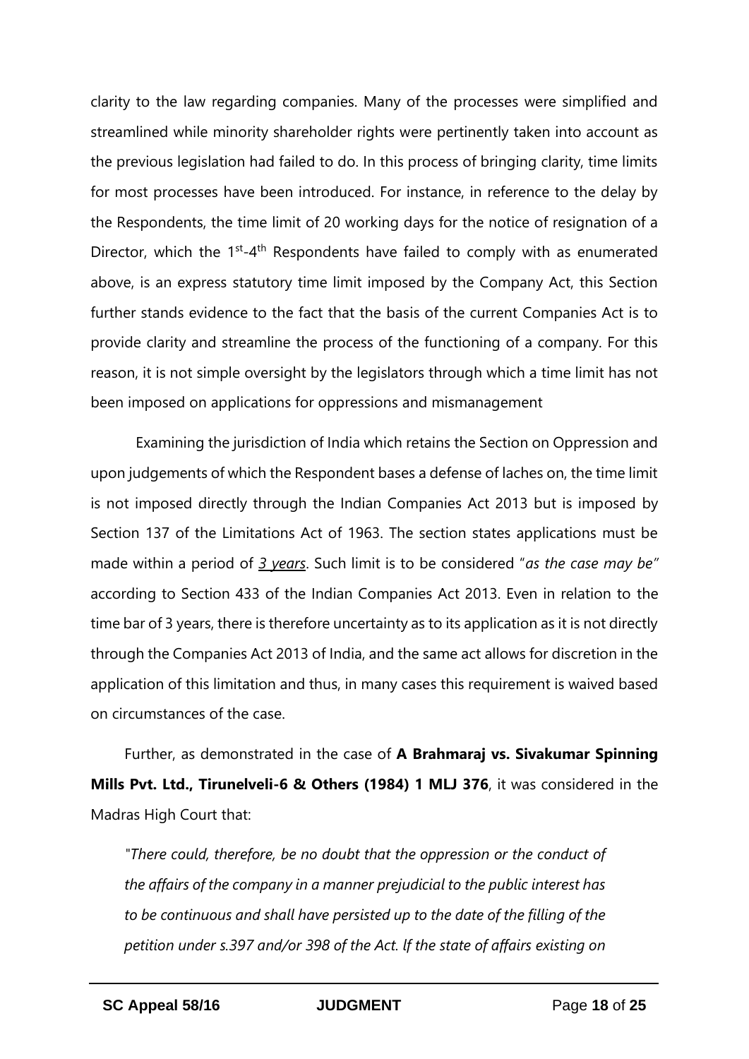clarity to the law regarding companies. Many of the processes were simplified and streamlined while minority shareholder rights were pertinently taken into account as the previous legislation had failed to do. In this process of bringing clarity, time limits for most processes have been introduced. For instance, in reference to the delay by the Respondents, the time limit of 20 working days for the notice of resignation of a Director, which the 1st-4th Respondents have failed to comply with as enumerated above, is an express statutory time limit imposed by the Company Act, this Section further stands evidence to the fact that the basis of the current Companies Act is to provide clarity and streamline the process of the functioning of a company. For this reason, it is not simple oversight by the legislators through which a time limit has not been imposed on applications for oppressions and mismanagement

Examining the jurisdiction of India which retains the Section on Oppression and upon judgements of which the Respondent bases a defense of laches on, the time limit is not imposed directly through the Indian Companies Act 2013 but is imposed by Section 137 of the Limitations Act of 1963. The section states applications must be made within a period of ***3 years***. Such limit is to be considered "*as the case may be"* according to Section 433 of the Indian Companies Act 2013. Even in relation to the time bar of 3 years, there is therefore uncertainty as to its application as it is not directly through the Companies Act 2013 of India, and the same act allows for discretion in the application of this limitation and thus, in many cases this requirement is waived based on circumstances of the case.

Further, as demonstrated in the case of **A Brahmaraj vs. Sivakumar Spinning Mills Pvt. Ltd., Tirunelveli-6 & Others (1984) 1 MLJ 376**, it was considered in the Madras High Court that:

> *"There could, therefore, be no doubt that the oppression or the conduct of the affairs of the company in a manner prejudicial to the public interest has to be continuous and shall have persisted up to the date of the filling of the petition under s.397 and/or 398 of the Act. lf the state of affairs existing on*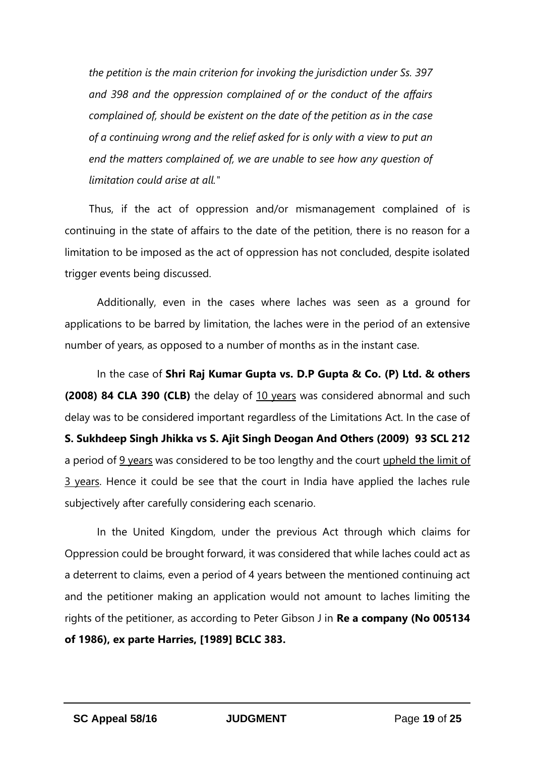*the petition is the main criterion for invoking the jurisdiction under Ss. 397 and 398 and the oppression complained of or the conduct of the affairs complained of, should be existent on the date of the petition as in the case of a continuing wrong and the relief asked for is only with a view to put an end the matters complained of, we are unable to see how any question of limitation could arise at all."*

Thus, if the act of oppression and/or mismanagement complained of is continuing in the state of affairs to the date of the petition, there is no reason for a limitation to be imposed as the act of oppression has not concluded, despite isolated trigger events being discussed.

Additionally, even in the cases where laches was seen as a ground for applications to be barred by limitation, the laches were in the period of an extensive number of years, as opposed to a number of months as in the instant case.

In the case of **Shri Raj Kumar Gupta vs. D.P Gupta & Co. (P) Ltd. & others (2008) 84 CLA 390 (CLB)** the delay of 10 years was considered abnormal and such delay was to be considered important regardless of the Limitations Act. In the case of **S. Sukhdeep Singh Jhikka vs S. Ajit Singh Deogan And Others (2009) 93 SCL 212** a period of 9 years was considered to be too lengthy and the court upheld the limit of 3 years. Hence it could be see that the court in India have applied the laches rule subjectively after carefully considering each scenario.

In the United Kingdom, under the previous Act through which claims for Oppression could be brought forward, it was considered that while laches could act as a deterrent to claims, even a period of 4 years between the mentioned continuing act and the petitioner making an application would not amount to laches limiting the rights of the petitioner, as according to Peter Gibson J in **Re a company (No 005134 of 1986), ex parte Harries, [1989] BCLC 383.**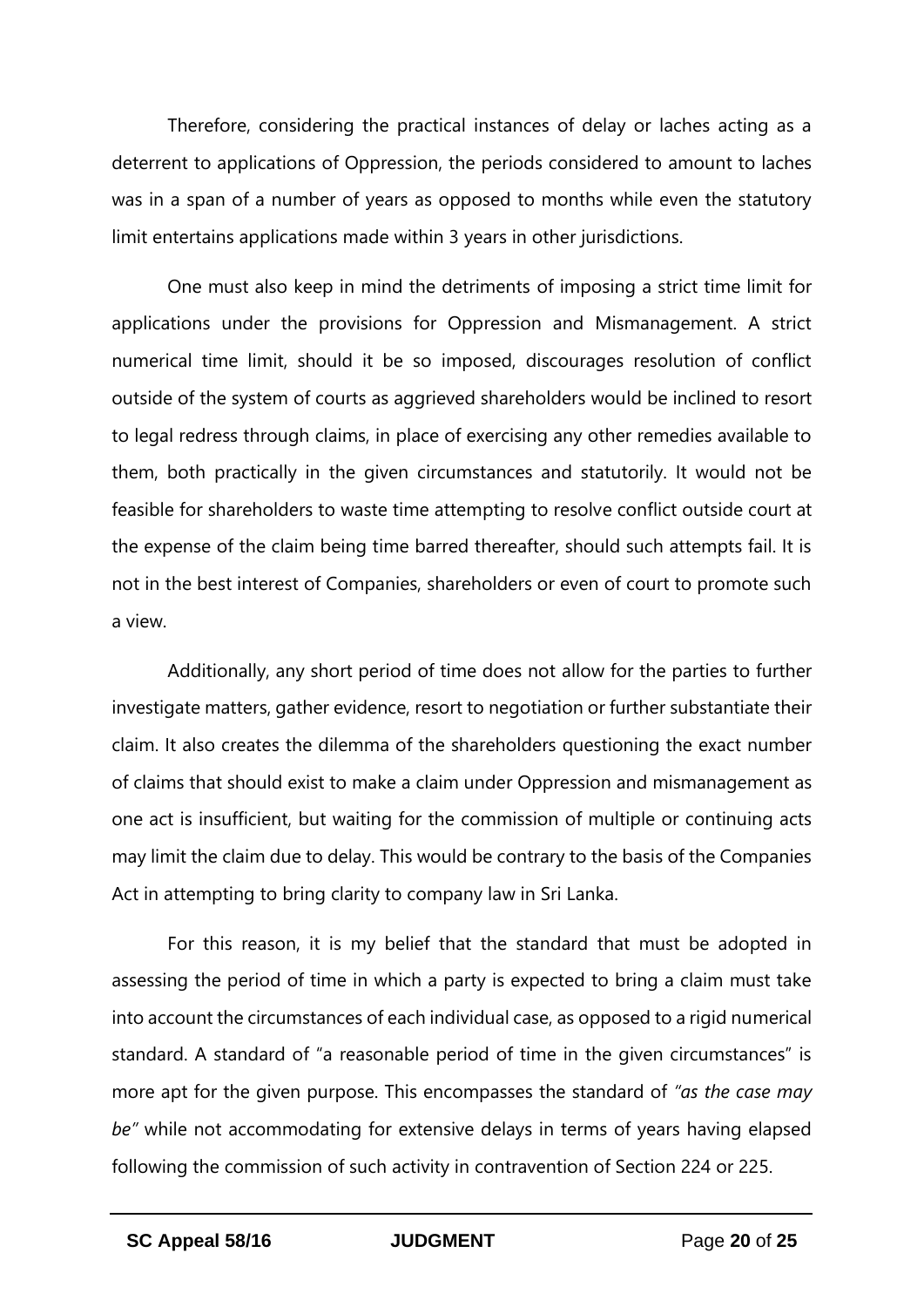Therefore, considering the practical instances of delay or laches acting as a deterrent to applications of Oppression, the periods considered to amount to laches was in a span of a number of years as opposed to months while even the statutory limit entertains applications made within 3 years in other jurisdictions.

One must also keep in mind the detriments of imposing a strict time limit for applications under the provisions for Oppression and Mismanagement. A strict numerical time limit, should it be so imposed, discourages resolution of conflict outside of the system of courts as aggrieved shareholders would be inclined to resort to legal redress through claims, in place of exercising any other remedies available to them, both practically in the given circumstances and statutorily. It would not be feasible for shareholders to waste time attempting to resolve conflict outside court at the expense of the claim being time barred thereafter, should such attempts fail. It is not in the best interest of Companies, shareholders or even of court to promote such a view.

Additionally, any short period of time does not allow for the parties to further investigate matters, gather evidence, resort to negotiation or further substantiate their claim. It also creates the dilemma of the shareholders questioning the exact number of claims that should exist to make a claim under Oppression and mismanagement as one act is insufficient, but waiting for the commission of multiple or continuing acts may limit the claim due to delay. This would be contrary to the basis of the Companies Act in attempting to bring clarity to company law in Sri Lanka.

For this reason, it is my belief that the standard that must be adopted in assessing the period of time in which a party is expected to bring a claim must take into account the circumstances of each individual case, as opposed to a rigid numerical standard. A standard of "a reasonable period of time in the given circumstances" is more apt for the given purpose. This encompasses the standard of *"as the case may be"* while not accommodating for extensive delays in terms of years having elapsed following the commission of such activity in contravention of Section 224 or 225.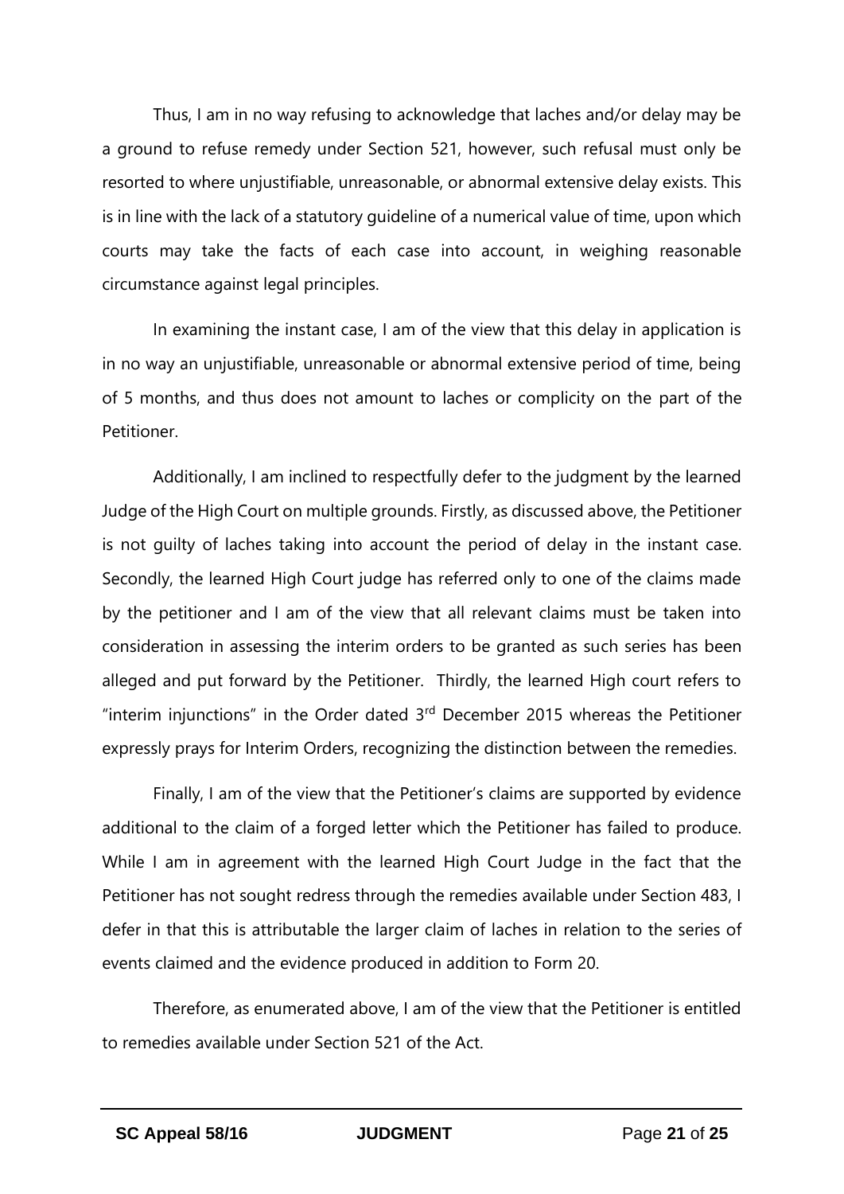Thus, I am in no way refusing to acknowledge that laches and/or delay may be a ground to refuse remedy under Section 521, however, such refusal must only be resorted to where unjustifiable, unreasonable, or abnormal extensive delay exists. This is in line with the lack of a statutory guideline of a numerical value of time, upon which courts may take the facts of each case into account, in weighing reasonable circumstance against legal principles.

In examining the instant case, I am of the view that this delay in application is in no way an unjustifiable, unreasonable or abnormal extensive period of time, being of 5 months, and thus does not amount to laches or complicity on the part of the Petitioner.

Additionally, I am inclined to respectfully defer to the judgment by the learned Judge of the High Court on multiple grounds. Firstly, as discussed above, the Petitioner is not guilty of laches taking into account the period of delay in the instant case. Secondly, the learned High Court judge has referred only to one of the claims made by the petitioner and I am of the view that all relevant claims must be taken into consideration in assessing the interim orders to be granted as such series has been alleged and put forward by the Petitioner. Thirdly, the learned High court refers to "interim injunctions" in the Order dated 3rd December 2015 whereas the Petitioner expressly prays for Interim Orders, recognizing the distinction between the remedies.

Finally, I am of the view that the Petitioner's claims are supported by evidence additional to the claim of a forged letter which the Petitioner has failed to produce. While I am in agreement with the learned High Court Judge in the fact that the Petitioner has not sought redress through the remedies available under Section 483, I defer in that this is attributable the larger claim of laches in relation to the series of events claimed and the evidence produced in addition to Form 20.

Therefore, as enumerated above, I am of the view that the Petitioner is entitled to remedies available under Section 521 of the Act.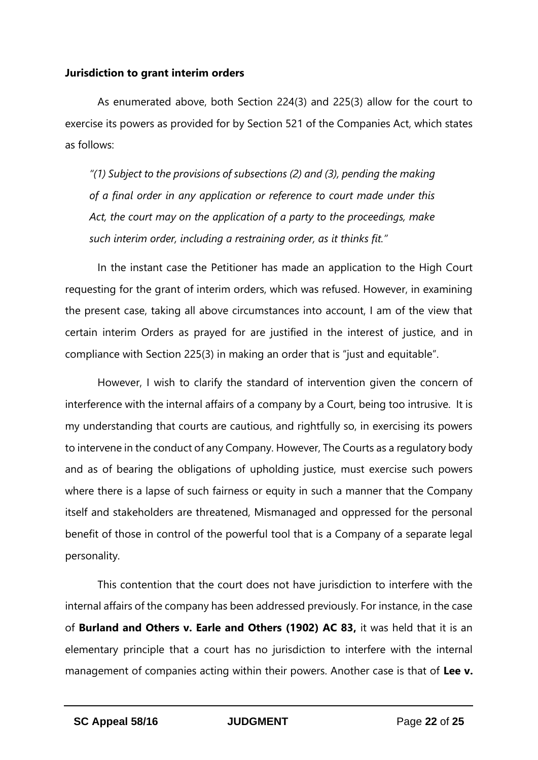**Jurisdiction to grant interim orders**

As enumerated above, both Section 224(3) and 225(3) allow for the court to exercise its powers as provided for by Section 521 of the Companies Act, which states as follows:

> *"(1) Subject to the provisions of subsections (2) and (3), pending the making of a final order in any application or reference to court made under this Act, the court may on the application of a party to the proceedings, make such interim order, including a restraining order, as it thinks fit."*

In the instant case the Petitioner has made an application to the High Court requesting for the grant of interim orders, which was refused. However, in examining the present case, taking all above circumstances into account, I am of the view that certain interim Orders as prayed for are justified in the interest of justice, and in compliance with Section 225(3) in making an order that is "just and equitable".

However, I wish to clarify the standard of intervention given the concern of interference with the internal affairs of a company by a Court, being too intrusive. It is my understanding that courts are cautious, and rightfully so, in exercising its powers to intervene in the conduct of any Company. However, The Courts as a regulatory body and as of bearing the obligations of upholding justice, must exercise such powers where there is a lapse of such fairness or equity in such a manner that the Company itself and stakeholders are threatened, Mismanaged and oppressed for the personal benefit of those in control of the powerful tool that is a Company of a separate legal personality.

This contention that the court does not have jurisdiction to interfere with the internal affairs of the company has been addressed previously. For instance, in the case of **Burland and Others v. Earle and Others (1902) AC 83,** it was held that it is an elementary principle that a court has no jurisdiction to interfere with the internal management of companies acting within their powers. Another case is that of **Lee v.**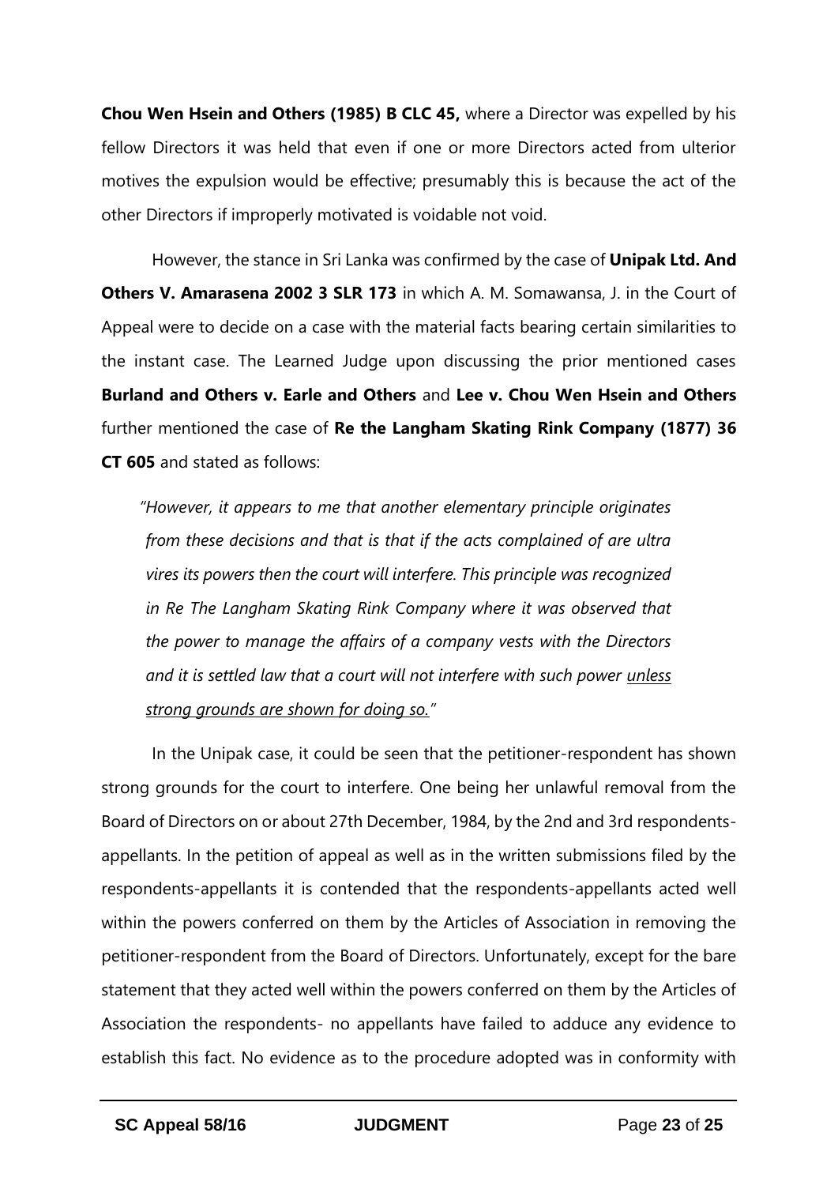**Chou Wen Hsein and Others (1985) B CLC 45,** where a Director was expelled by his fellow Directors it was held that even if one or more Directors acted from ulterior motives the expulsion would be effective; presumably this is because the act of the other Directors if improperly motivated is voidable not void.

However, the stance in Sri Lanka was confirmed by the case of **Unipak Ltd. And Others V. Amarasena 2002 3 SLR 173** in which A. M. Somawansa, J. in the Court of Appeal were to decide on a case with the material facts bearing certain similarities to the instant case. The Learned Judge upon discussing the prior mentioned cases **Burland and Others v. Earle and Others** and **Lee v. Chou Wen Hsein and Others** further mentioned the case of **Re the Langham Skating Rink Company (1877) 36 CT 605** and stated as follows:

> *"However, it appears to me that another elementary principle originates from these decisions and that is that if the acts complained of are ultra vires its powers then the court will interfere. This principle was recognized in Re The Langham Skating Rink Company where it was observed that the power to manage the affairs of a company vests with the Directors and it is settled law that a court will not interfere with such power <u>unless strong grounds are shown for doing so.</u>"*

In the Unipak case, it could be seen that the petitioner-respondent has shown strong grounds for the court to interfere. One being her unlawful removal from the Board of Directors on or about 27th December, 1984, by the 2nd and 3rd respondents-appellants. In the petition of appeal as well as in the written submissions filed by the respondents-appellants it is contended that the respondents-appellants acted well within the powers conferred on them by the Articles of Association in removing the petitioner-respondent from the Board of Directors. Unfortunately, except for the bare statement that they acted well within the powers conferred on them by the Articles of Association the respondents- no appellants have failed to adduce any evidence to establish this fact. No evidence as to the procedure adopted was in conformity with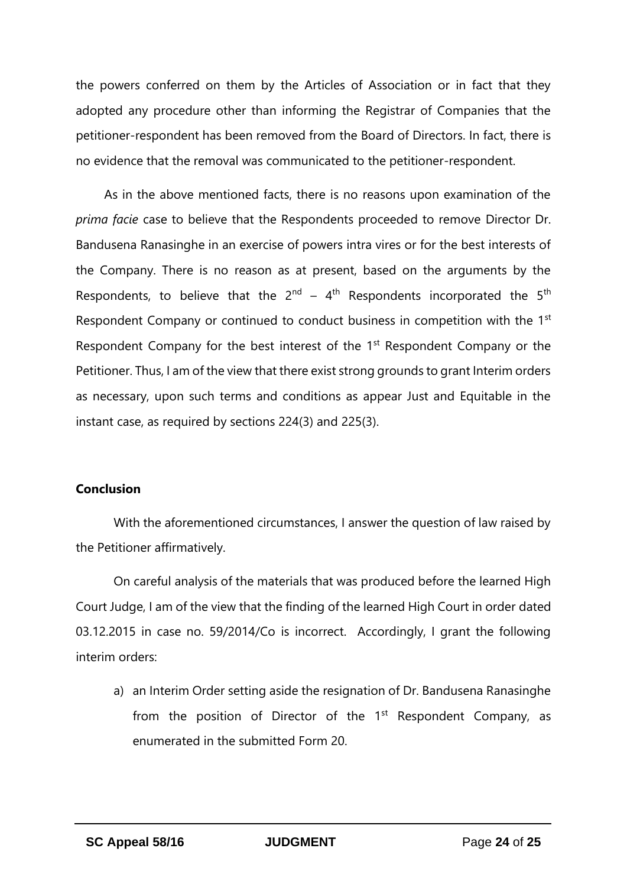the powers conferred on them by the Articles of Association or in fact that they adopted any procedure other than informing the Registrar of Companies that the petitioner-respondent has been removed from the Board of Directors. In fact, there is no evidence that the removal was communicated to the petitioner-respondent.

As in the above mentioned facts, there is no reasons upon examination of the *prima facie* case to believe that the Respondents proceeded to remove Director Dr. Bandusena Ranasinghe in an exercise of powers intra vires or for the best interests of the Company. There is no reason as at present, based on the arguments by the Respondents, to believe that the 2nd – 4th Respondents incorporated the 5th Respondent Company or continued to conduct business in competition with the 1st Respondent Company for the best interest of the 1st Respondent Company or the Petitioner. Thus, I am of the view that there exist strong grounds to grant Interim orders as necessary, upon such terms and conditions as appear Just and Equitable in the instant case, as required by sections 224(3) and 225(3).

**Conclusion**

With the aforementioned circumstances, I answer the question of law raised by the Petitioner affirmatively.

On careful analysis of the materials that was produced before the learned High Court Judge, I am of the view that the finding of the learned High Court in order dated 03.12.2015 in case no. 59/2014/Co is incorrect. Accordingly, I grant the following interim orders:

a) an Interim Order setting aside the resignation of Dr. Bandusena Ranasinghe from the position of Director of the 1st Respondent Company, as enumerated in the submitted Form 20.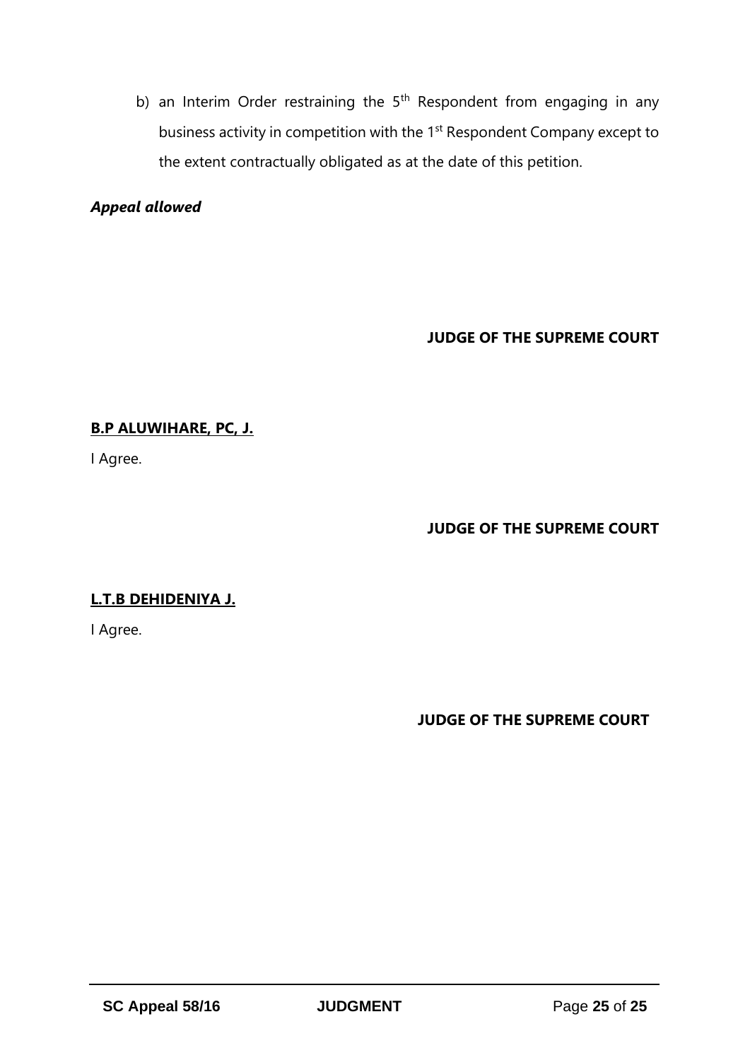b) an Interim Order restraining the 5th Respondent from engaging in any business activity in competition with the 1st Respondent Company except to the extent contractually obligated as at the date of this petition.

***Appeal allowed***

**JUDGE OF THE SUPREME COURT**

**B.P ALUWIHARE, PC, J.**

I Agree.

**JUDGE OF THE SUPREME COURT**

**L.T.B DEHIDENIYA J.**

I Agree.

**JUDGE OF THE SUPREME COURT**